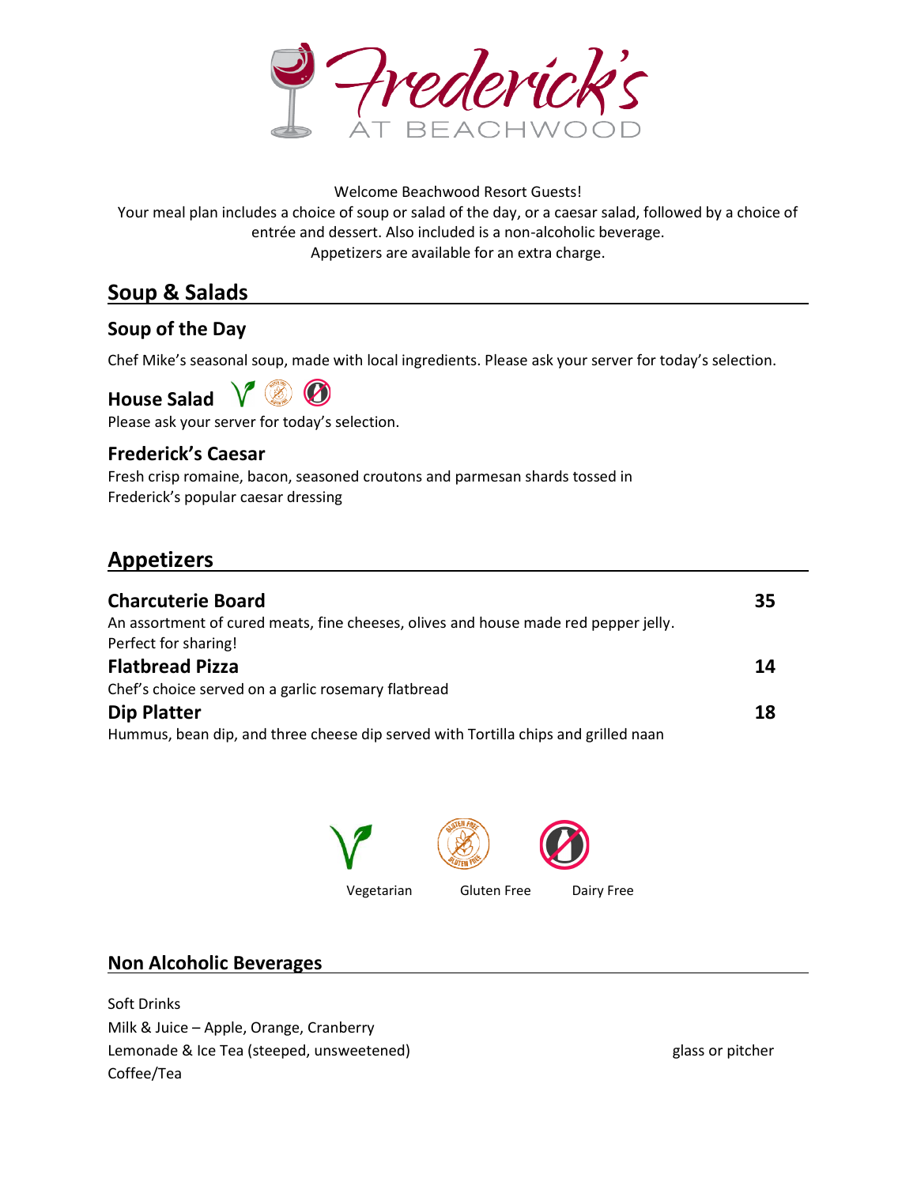# Frederick's AT BEACHWOOD

Welcome Beachwood Resort Guests!
Your meal plan includes a choice of soup or salad of the day, or a caesar salad, followed by a choice of entrée and dessert. Also included is a non-alcoholic beverage.
Appetizers are available for an extra charge.

## Soup & Salads

### Soup of the Day

Chef Mike's seasonal soup, made with local ingredients. Please ask your server for today's selection.

### House Salad

Please ask your server for today's selection.

### Frederick's Caesar

Fresh crisp romaine, bacon, seasoned croutons and parmesan shards tossed in Frederick's popular caesar dressing

## Appetizers

**Charcuterie Board** — 35
An assortment of cured meats, fine cheeses, olives and house made red pepper jelly. Perfect for sharing!

**Flatbread Pizza** — 14
Chef's choice served on a garlic rosemary flatbread

**Dip Platter** — 18
Hummus, bean dip, and three cheese dip served with Tortilla chips and grilled naan

Vegetarian    Gluten Free    Dairy Free

## Non Alcoholic Beverages

Soft Drinks
Milk & Juice – Apple, Orange, Cranberry
Lemonade & Ice Tea (steeped, unsweetened) — glass or pitcher
Coffee/Tea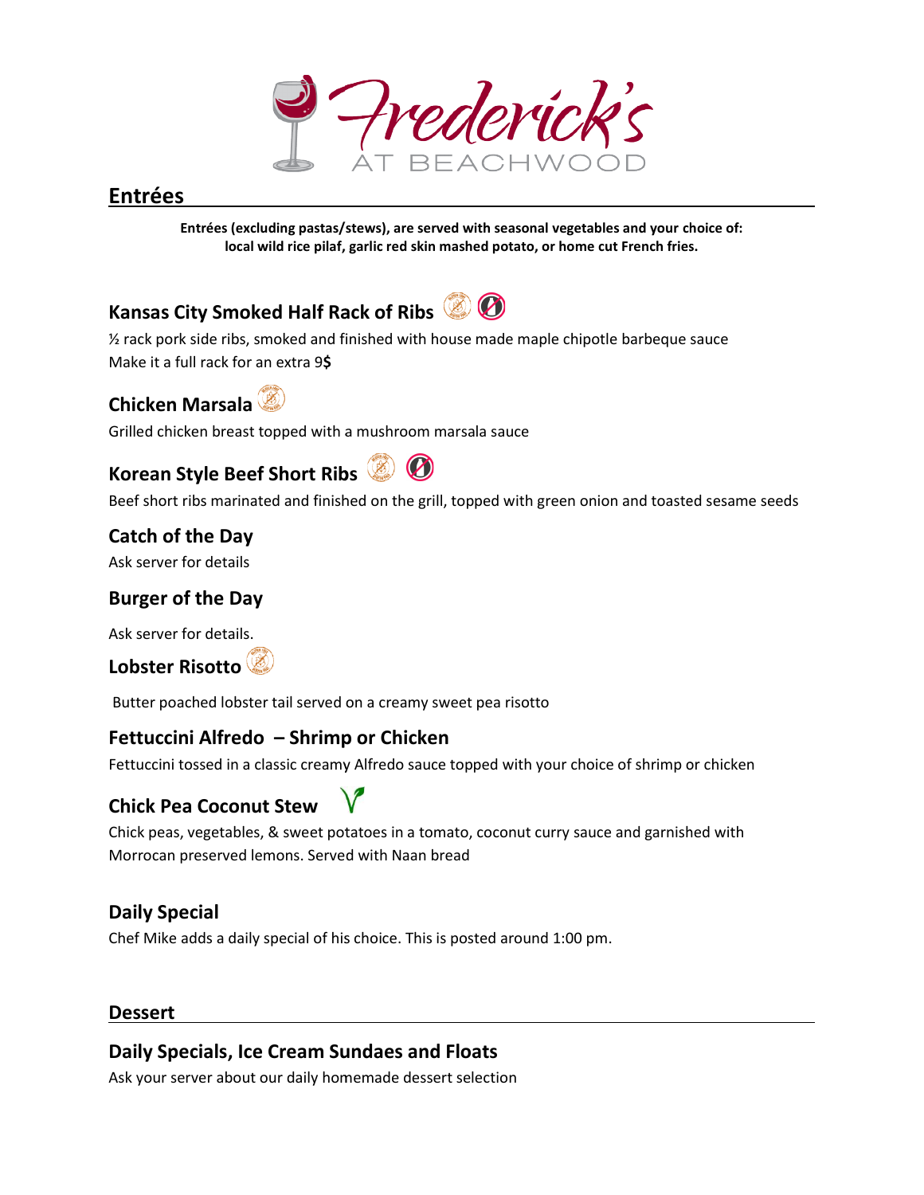Frederick's AT BEACHWOOD

## Entrées

**Entrées (excluding pastas/stews), are served with seasonal vegetables and your choice of: local wild rice pilaf, garlic red skin mashed potato, or home cut French fries.**

### Kansas City Smoked Half Rack of Ribs

½ rack pork side ribs, smoked and finished with house made maple chipotle barbeque sauce
Make it a full rack for an extra 9**$**

### Chicken Marsala

Grilled chicken breast topped with a mushroom marsala sauce

### Korean Style Beef Short Ribs

Beef short ribs marinated and finished on the grill, topped with green onion and toasted sesame seeds

### Catch of the Day

Ask server for details

### Burger of the Day

Ask server for details.

### Lobster Risotto

Butter poached lobster tail served on a creamy sweet pea risotto

### Fettuccini Alfredo – Shrimp or Chicken

Fettuccini tossed in a classic creamy Alfredo sauce topped with your choice of shrimp or chicken

### Chick Pea Coconut Stew

Chick peas, vegetables, & sweet potatoes in a tomato, coconut curry sauce and garnished with Morrocan preserved lemons. Served with Naan bread

### Daily Special

Chef Mike adds a daily special of his choice. This is posted around 1:00 pm.

## Dessert

### Daily Specials, Ice Cream Sundaes and Floats

Ask your server about our daily homemade dessert selection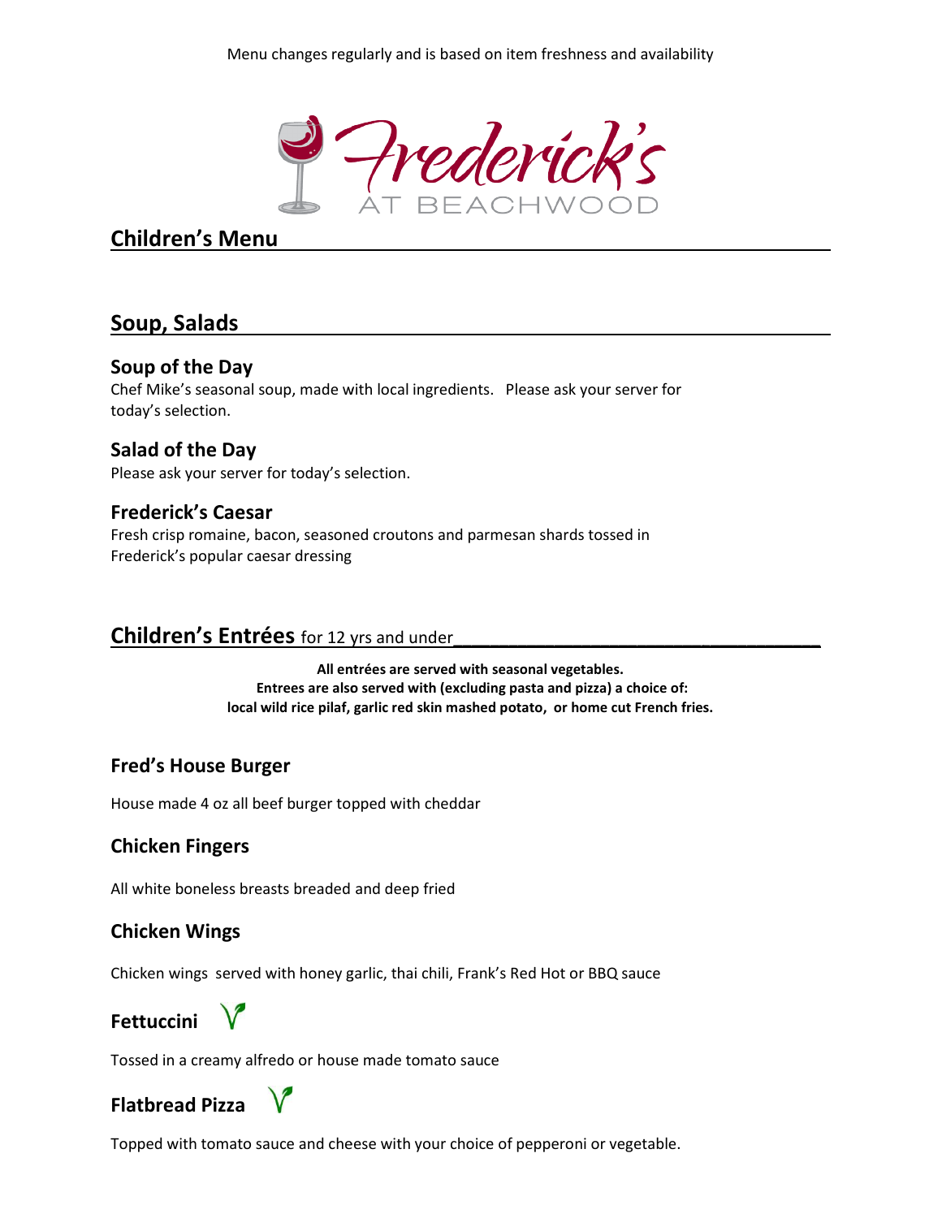Menu changes regularly and is based on item freshness and availability

Frederick's AT BEACHWOOD

## Children's Menu

## Soup, Salads

### Soup of the Day

Chef Mike's seasonal soup, made with local ingredients. Please ask your server for today's selection.

### Salad of the Day

Please ask your server for today's selection.

### Frederick's Caesar

Fresh crisp romaine, bacon, seasoned croutons and parmesan shards tossed in Frederick's popular caesar dressing

## Children's Entrées for 12 yrs and under

**All entrées are served with seasonal vegetables.**
**Entrees are also served with (excluding pasta and pizza) a choice of:**
**local wild rice pilaf, garlic red skin mashed potato, or home cut French fries.**

### Fred's House Burger

House made 4 oz all beef burger topped with cheddar

### Chicken Fingers

All white boneless breasts breaded and deep fried

### Chicken Wings

Chicken wings served with honey garlic, thai chili, Frank's Red Hot or BBQ sauce

### Fettuccini V

Tossed in a creamy alfredo or house made tomato sauce

### Flatbread Pizza V

Topped with tomato sauce and cheese with your choice of pepperoni or vegetable.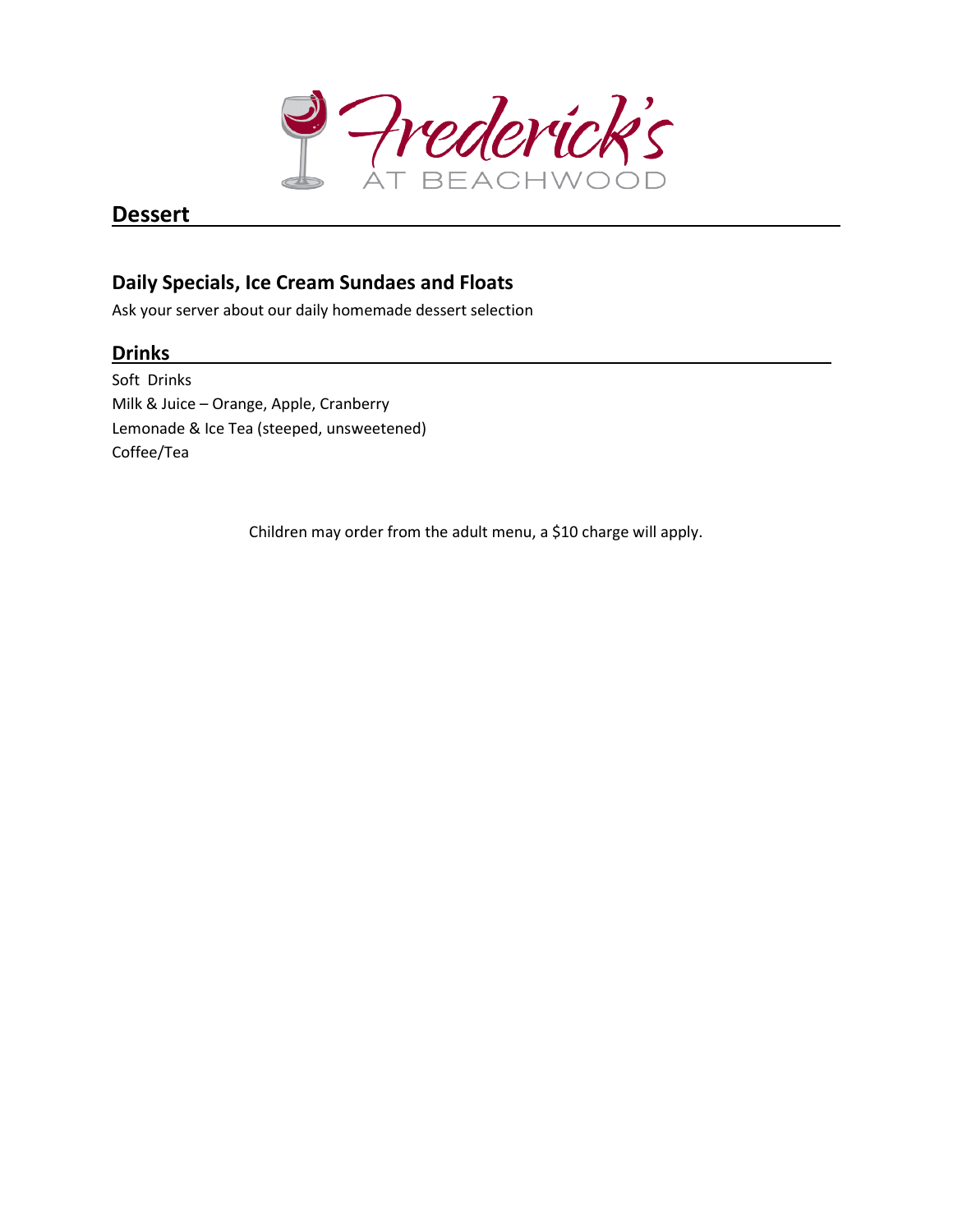Frederick's
AT BEACHWOOD

## Dessert

### Daily Specials, Ice Cream Sundaes and Floats

Ask your server about our daily homemade dessert selection

## Drinks

Soft Drinks
Milk & Juice – Orange, Apple, Cranberry
Lemonade & Ice Tea (steeped, unsweetened)
Coffee/Tea

Children may order from the adult menu, a $10 charge will apply.